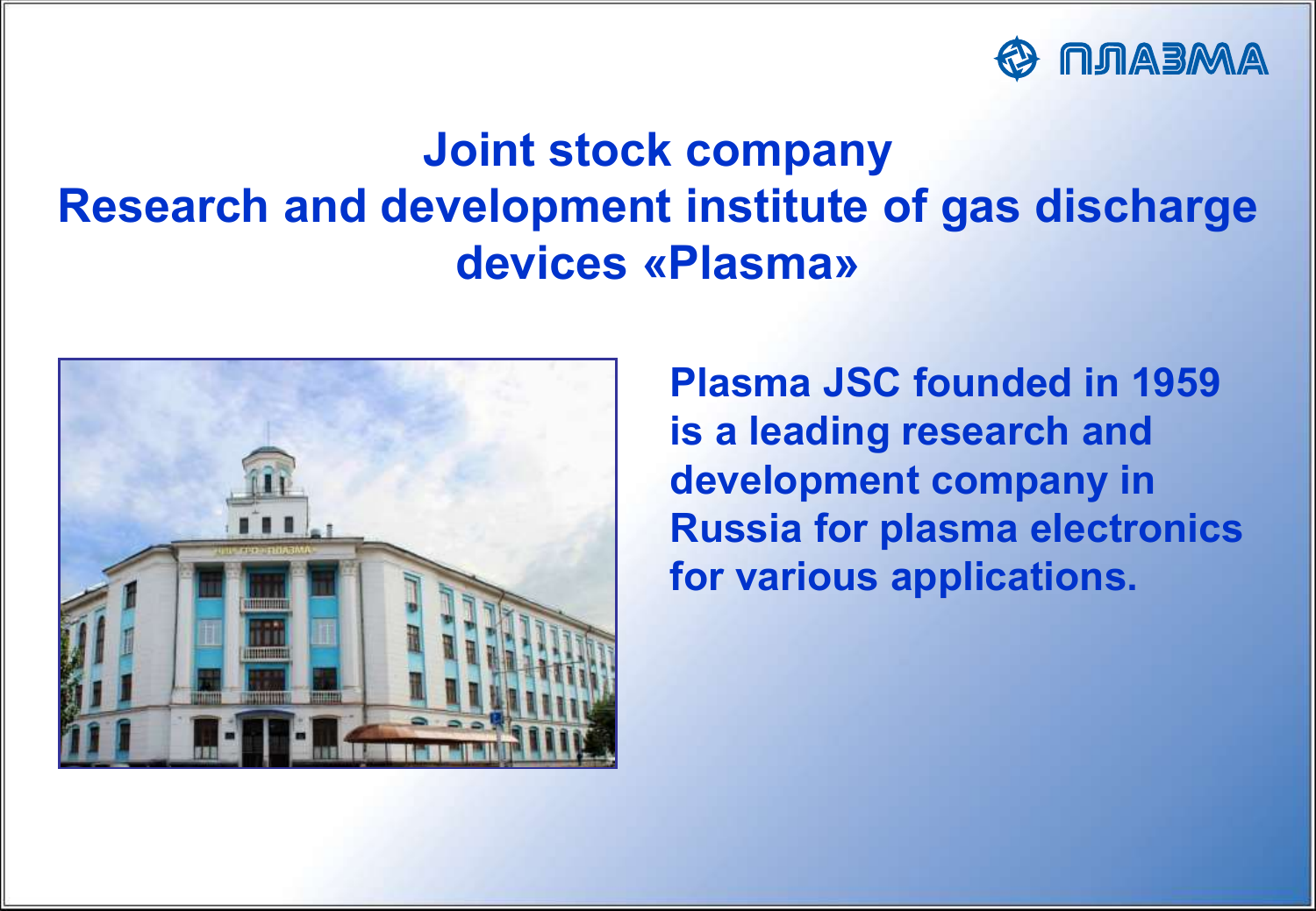ПЛАЗМА

# Joint stock company Research and development institute of gas discharge devices «Plasma»

**Plasma JSC founded in 1959 is a leading research and development company in Russia for plasma electronics for various applications.**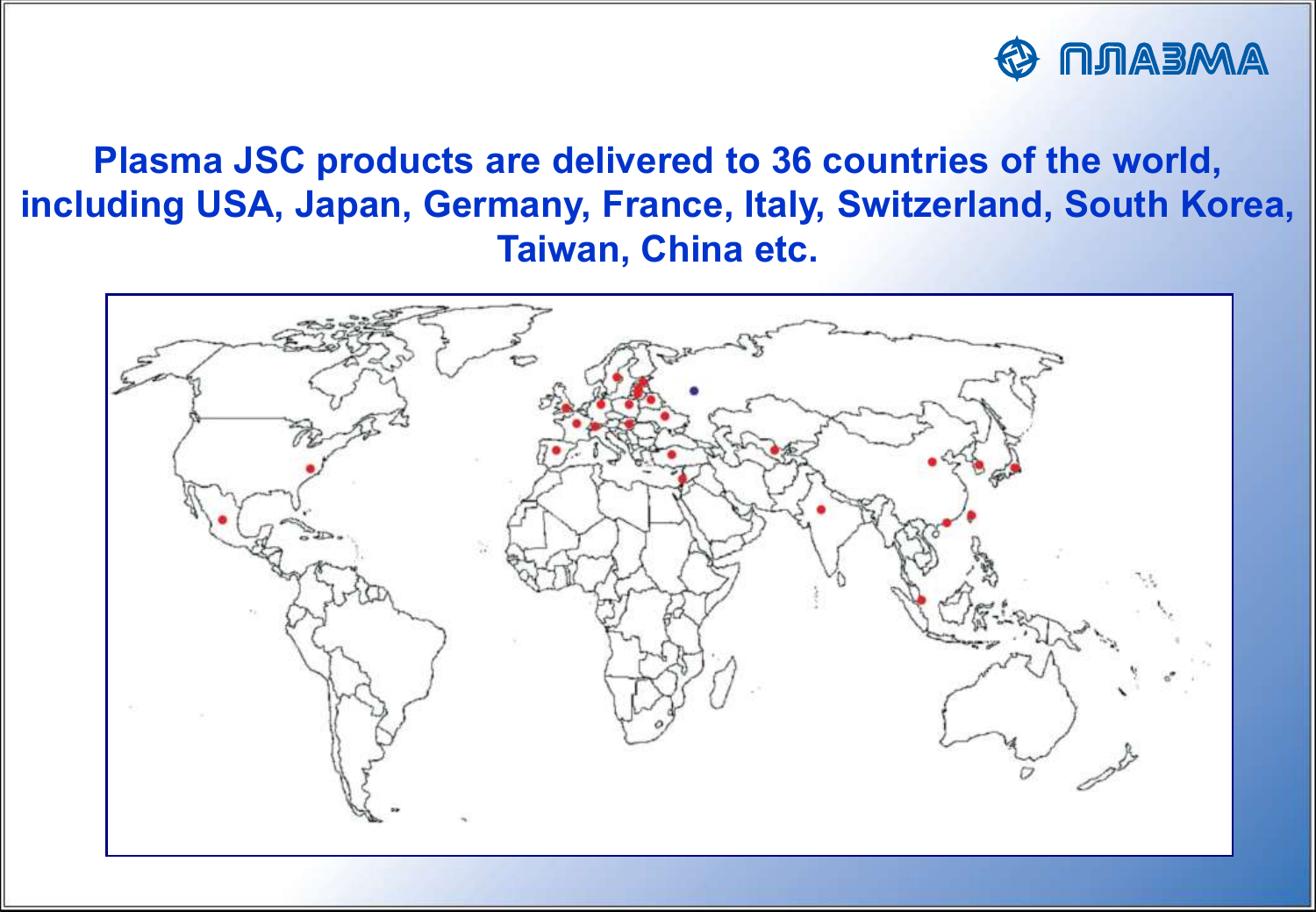**Plasma JSC products are delivered to 36 countries of the world, including USA, Japan, Germany, France, Italy, Switzerland, South Korea, Taiwan, China etc.**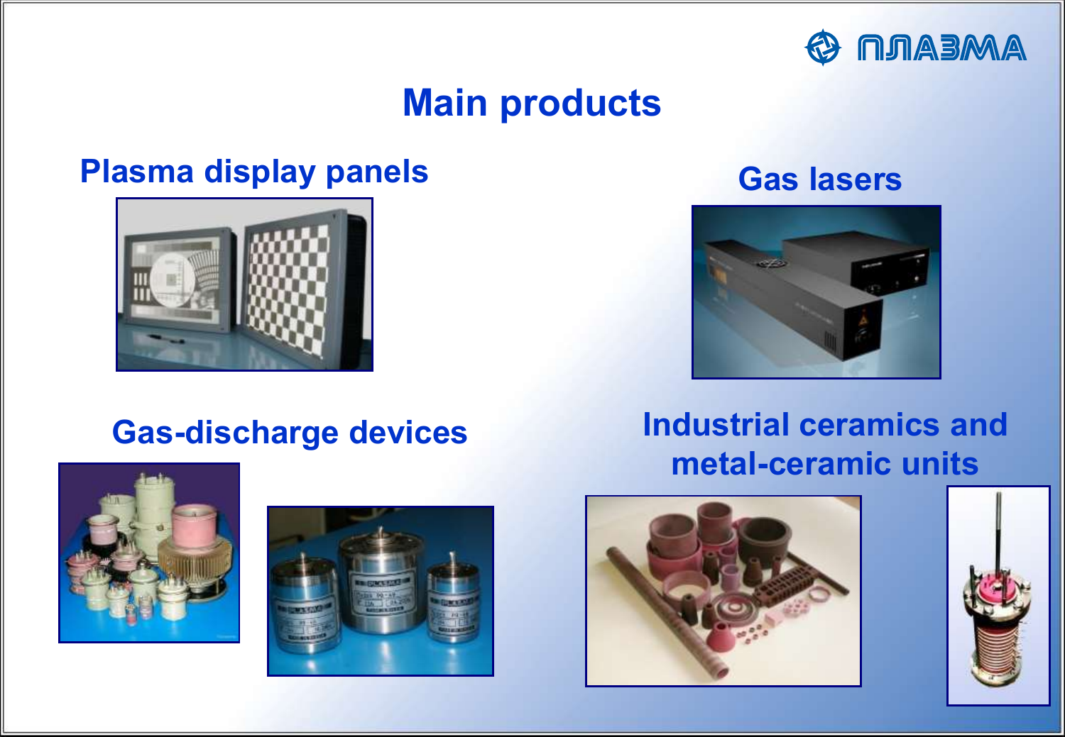ПЛАЗМА

# Main products

## Plasma display panels

## Gas lasers

## Gas-discharge devices

## Industrial ceramics and metal-ceramic units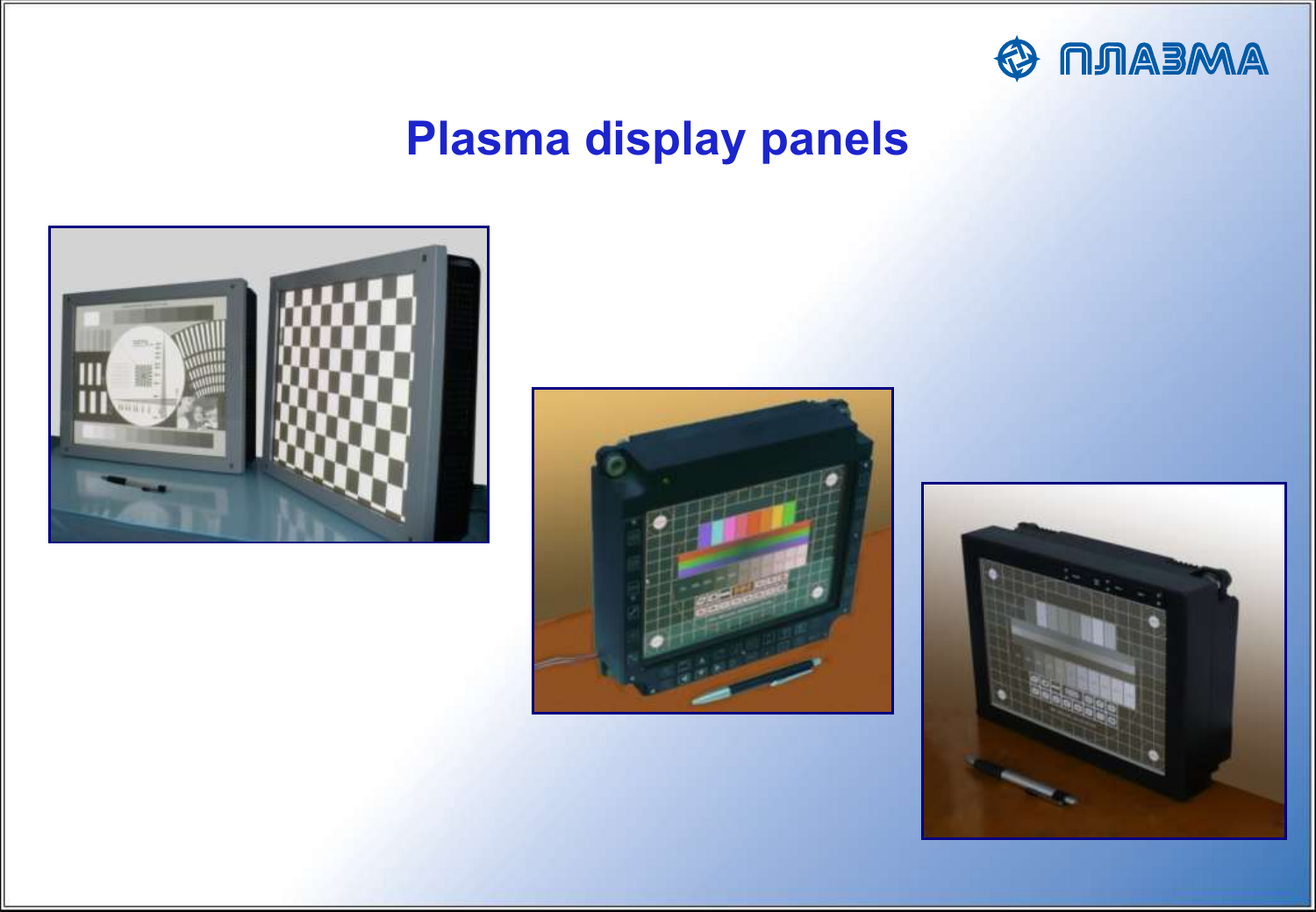# Plasma display panels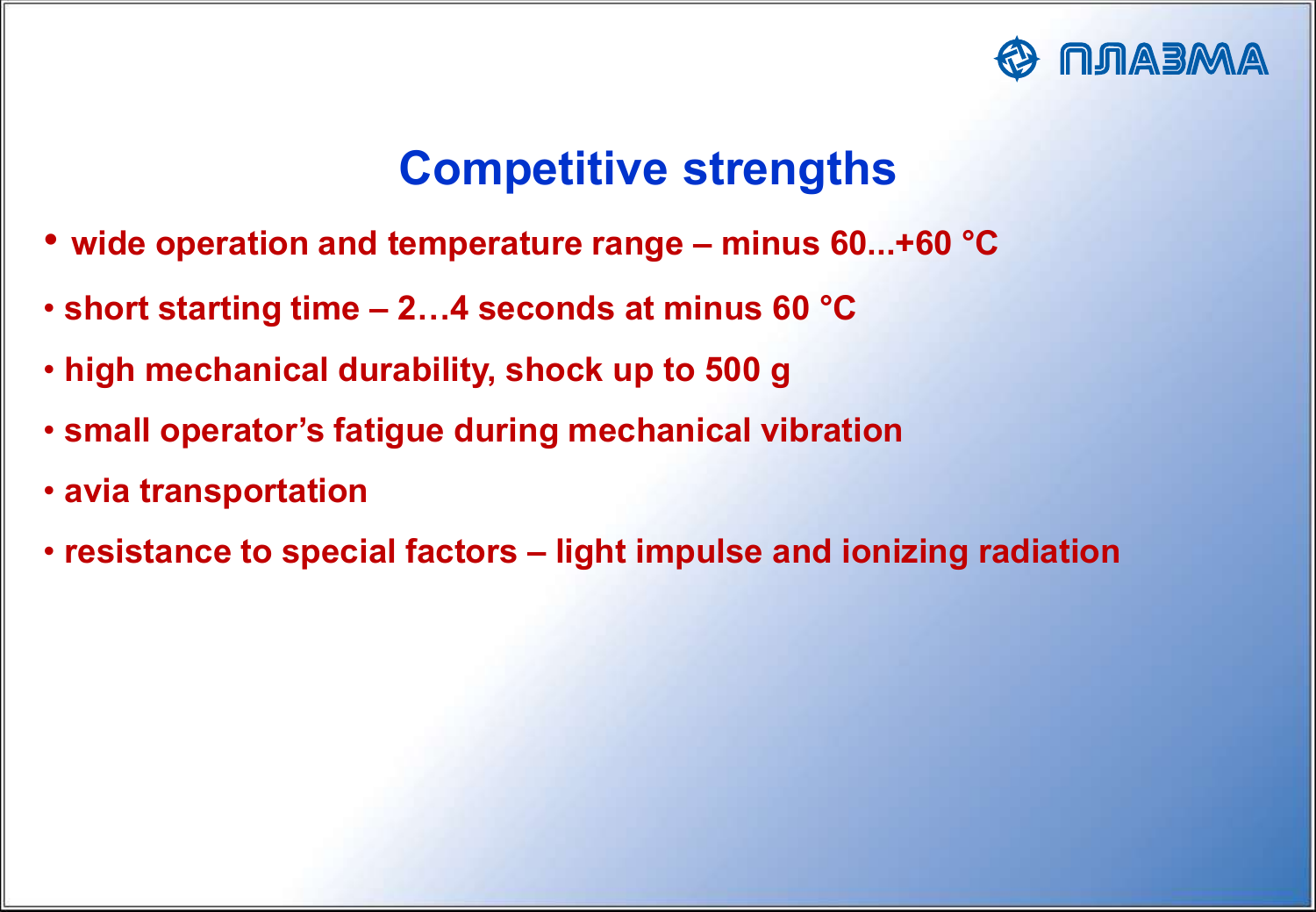## Competitive strengths

- wide operation and temperature range – minus 60...+60 °C
- short starting time – 2…4 seconds at minus 60 °C
- high mechanical durability, shock up to 500 g
- small operator's fatigue during mechanical vibration
- avia transportation
- resistance to special factors – light impulse and ionizing radiation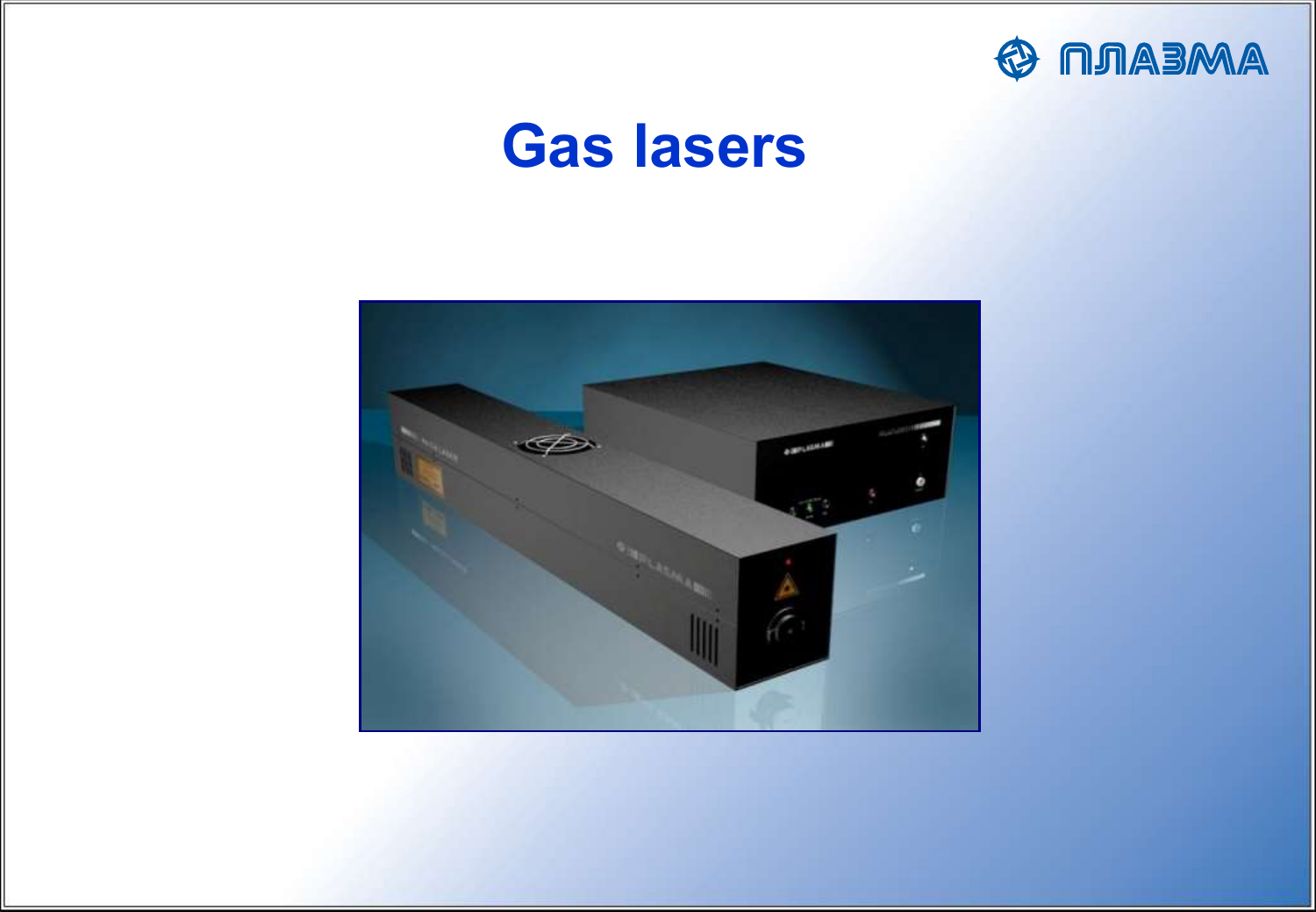# Gas lasers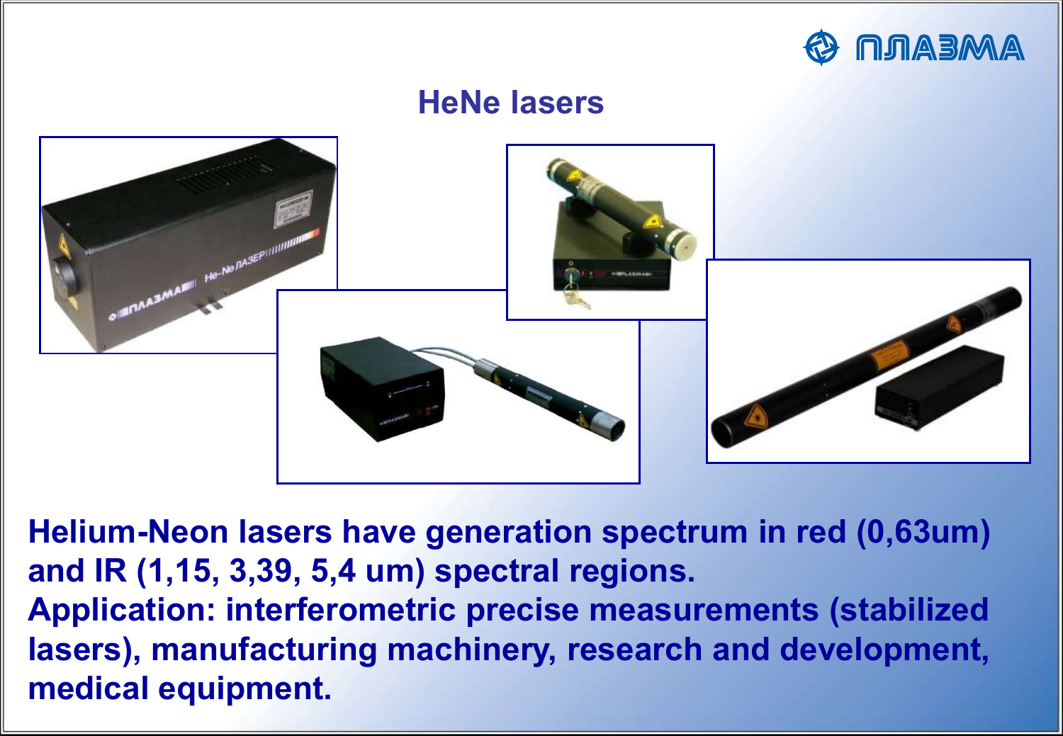## HeNe lasers

**Helium-Neon lasers have generation spectrum in red (0,63um) and IR (1,15, 3,39, 5,4 um) spectral regions.**
**Application: interferometric precise measurements (stabilized lasers), manufacturing machinery, research and development, medical equipment.**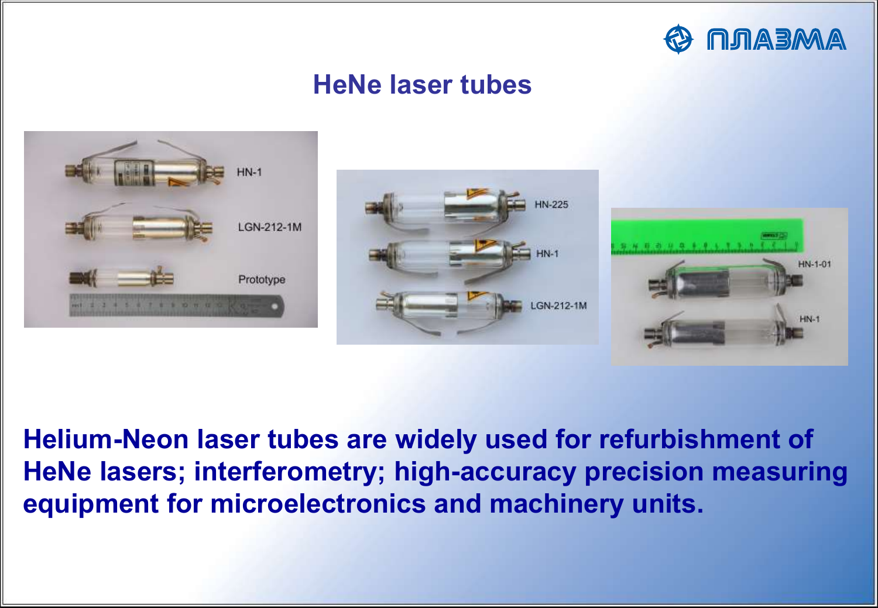# HeNe laser tubes

HN-1

LGN-212-1M

Prototype

HN-225

HN-1

LGN-212-1M

HN-1-01

HN-1

**Helium-Neon laser tubes are widely used for refurbishment of HeNe lasers; interferometry; high-accuracy precision measuring equipment for microelectronics and machinery units.**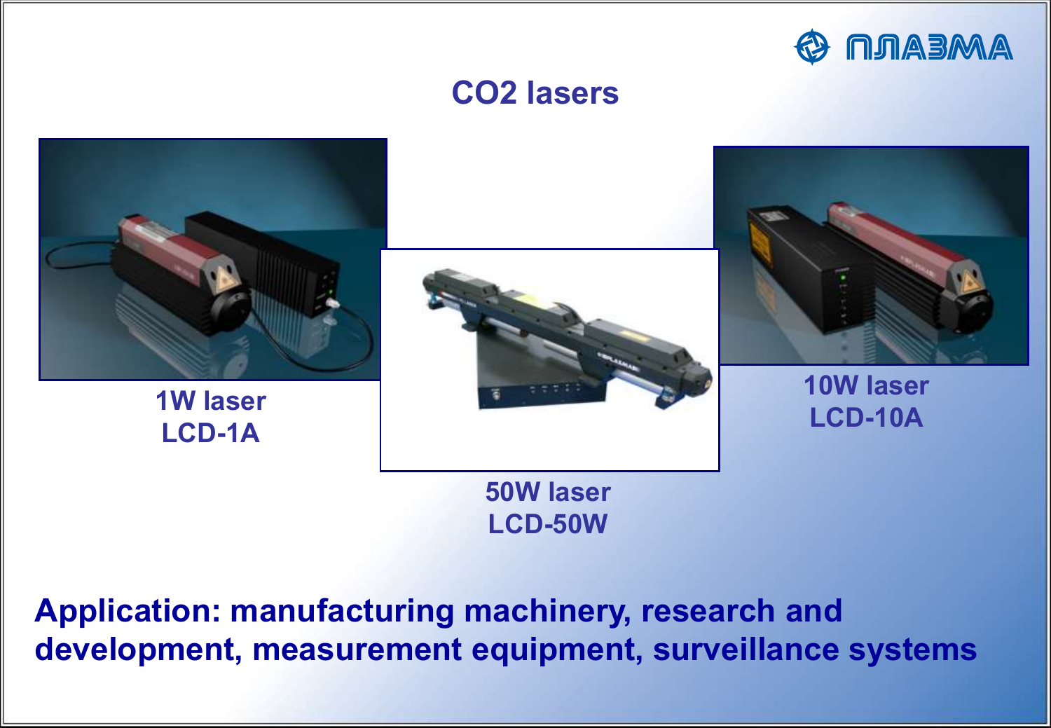ПЛАЗМА

# $CO_2$ lasers

1W laser
LCD-1A

50W laser
LCD-50W

10W laser
LCD-10A

**Application: manufacturing machinery, research and development, measurement equipment, surveillance systems**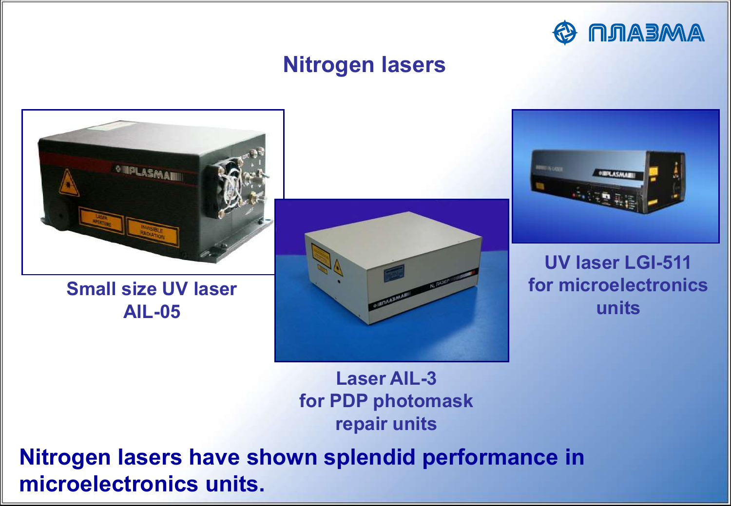# Nitrogen lasers

Small size UV laser AIL-05

Laser AIL-3 for PDP photomask repair units

UV laser LGI-511 for microelectronics units

**Nitrogen lasers have shown splendid performance in microelectronics units.**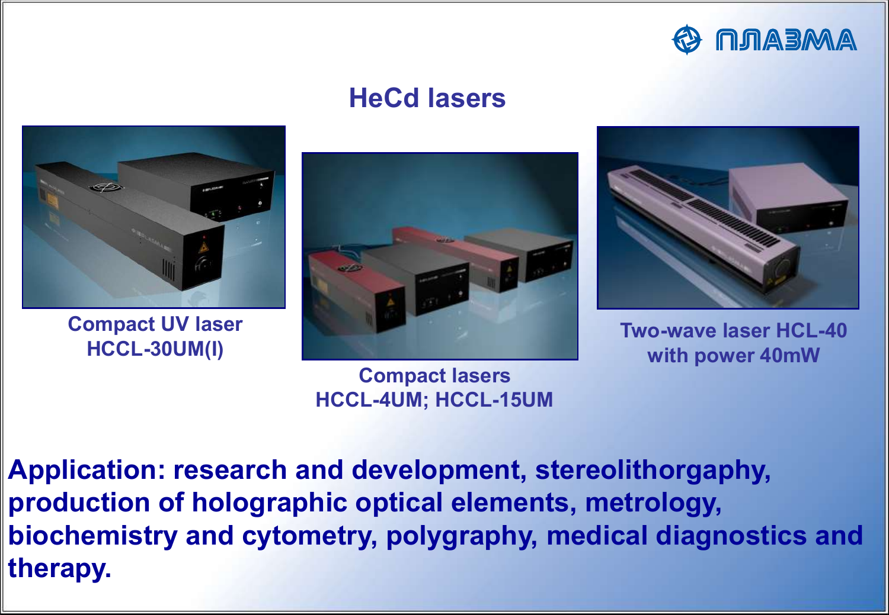ПЛАЗМА

# HeCd lasers

Compact UV laser HCCL-30UM(I)

Compact lasers HCCL-4UM; HCCL-15UM

Two-wave laser HCL-40 with power 40mW

**Application: research and development, stereolithorgaphy, production of holographic optical elements, metrology, biochemistry and cytometry, polygraphy, medical diagnostics and therapy.**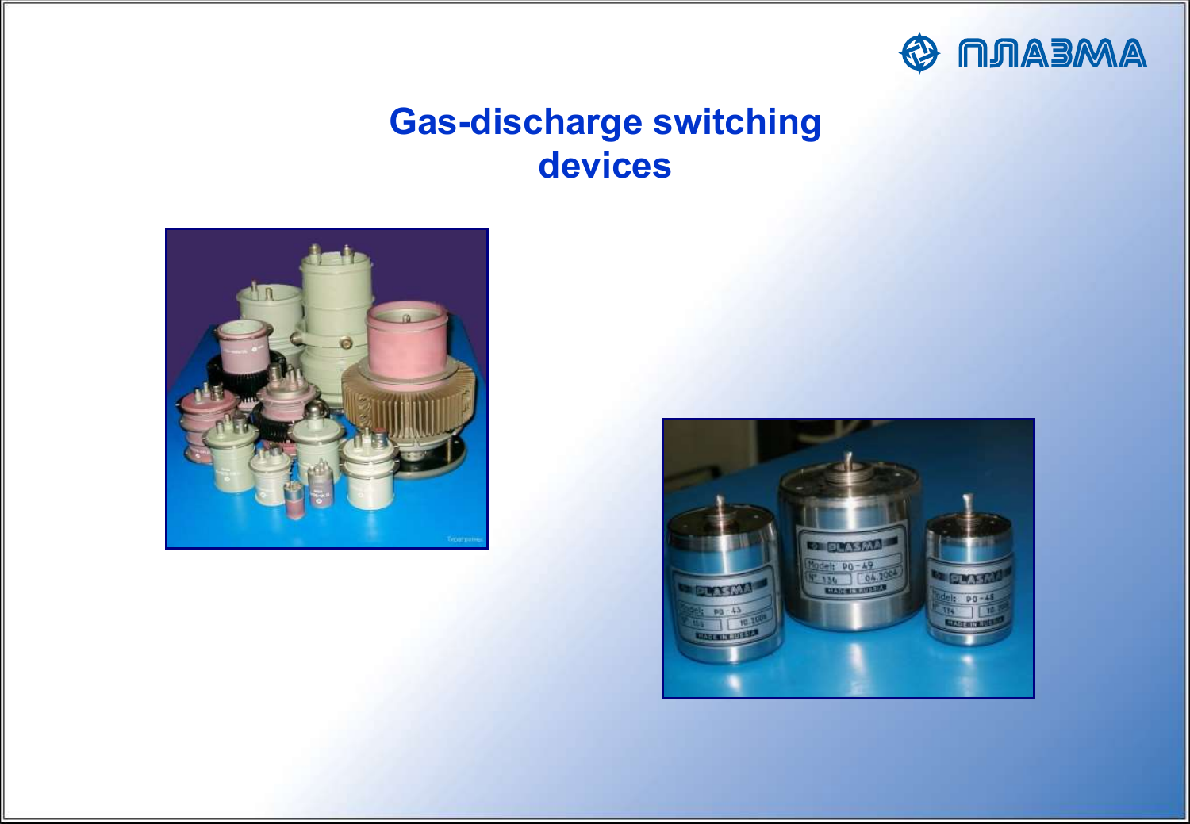# Gas-discharge switching devices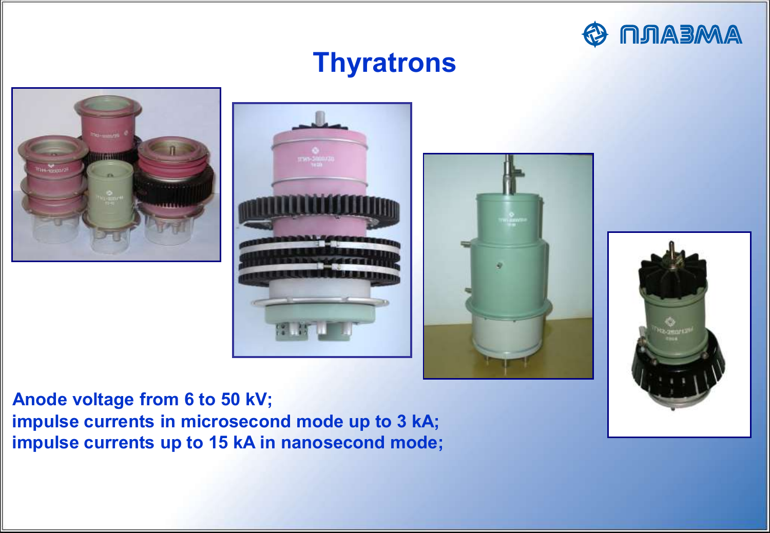# Thyratrons

**Anode voltage from 6 to 50 kV;**
**impulse currents in microsecond mode up to 3 kA;**
**impulse currents up to 15 kA in nanosecond mode;**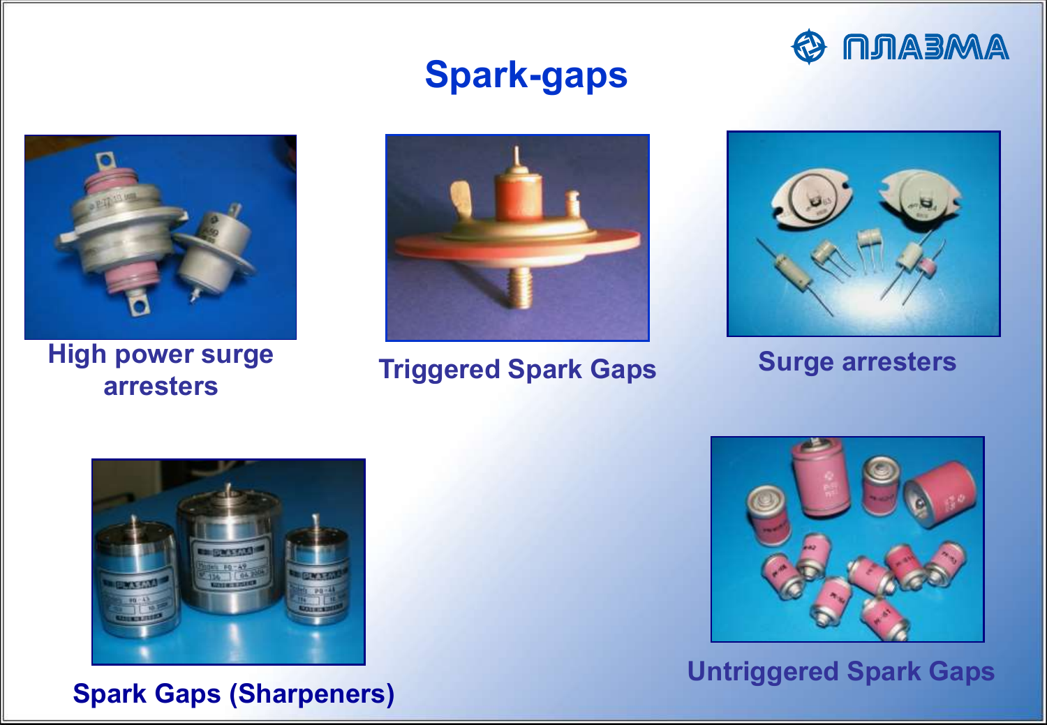# Spark-gaps

ПЛАЗМА

High power surge arresters

Triggered Spark Gaps

Surge arresters

Spark Gaps (Sharpeners)

Untriggered Spark Gaps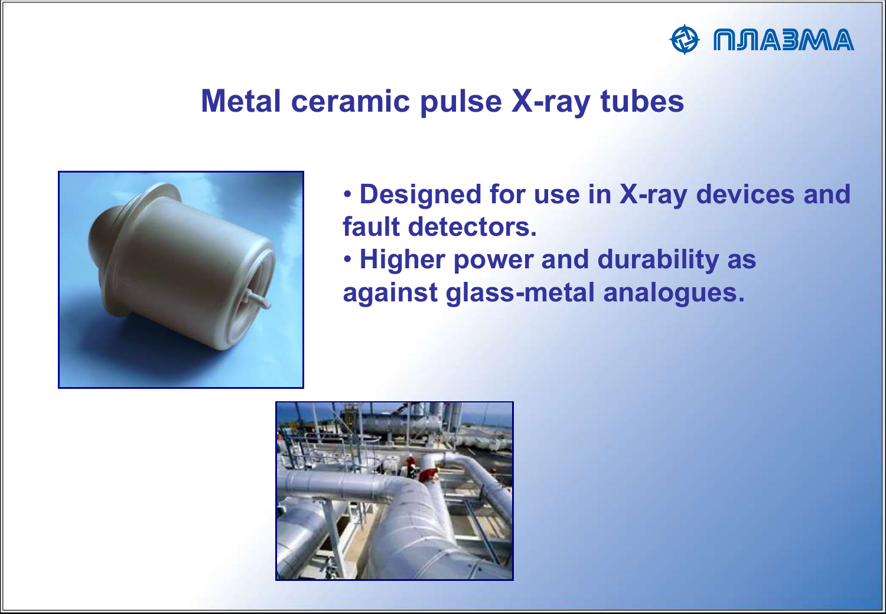# Metal ceramic pulse X-ray tubes

- Designed for use in X-ray devices and fault detectors.
- Higher power and durability as against glass-metal analogues.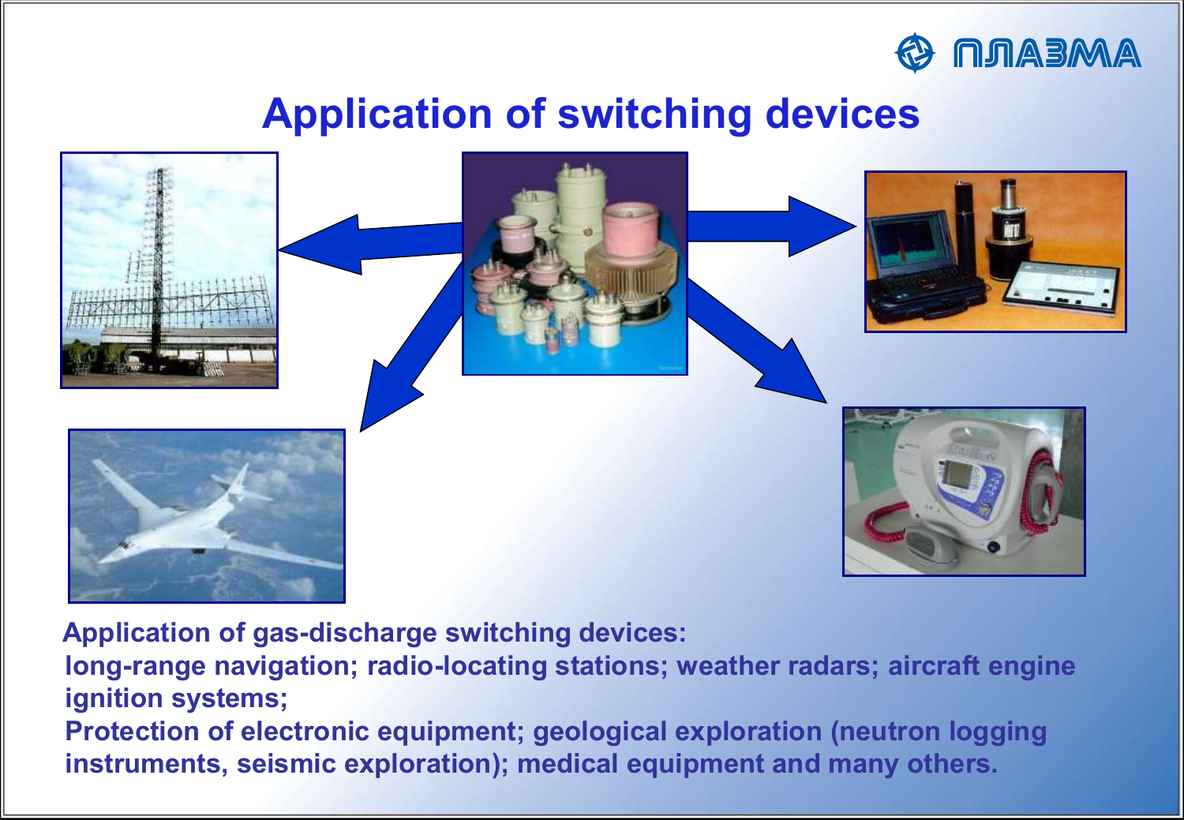# Application of switching devices

**Application of gas-discharge switching devices:**

**long-range navigation; radio-locating stations; weather radars; aircraft engine ignition systems;**

**Protection of electronic equipment; geological exploration (neutron logging instruments, seismic exploration); medical equipment and many others.**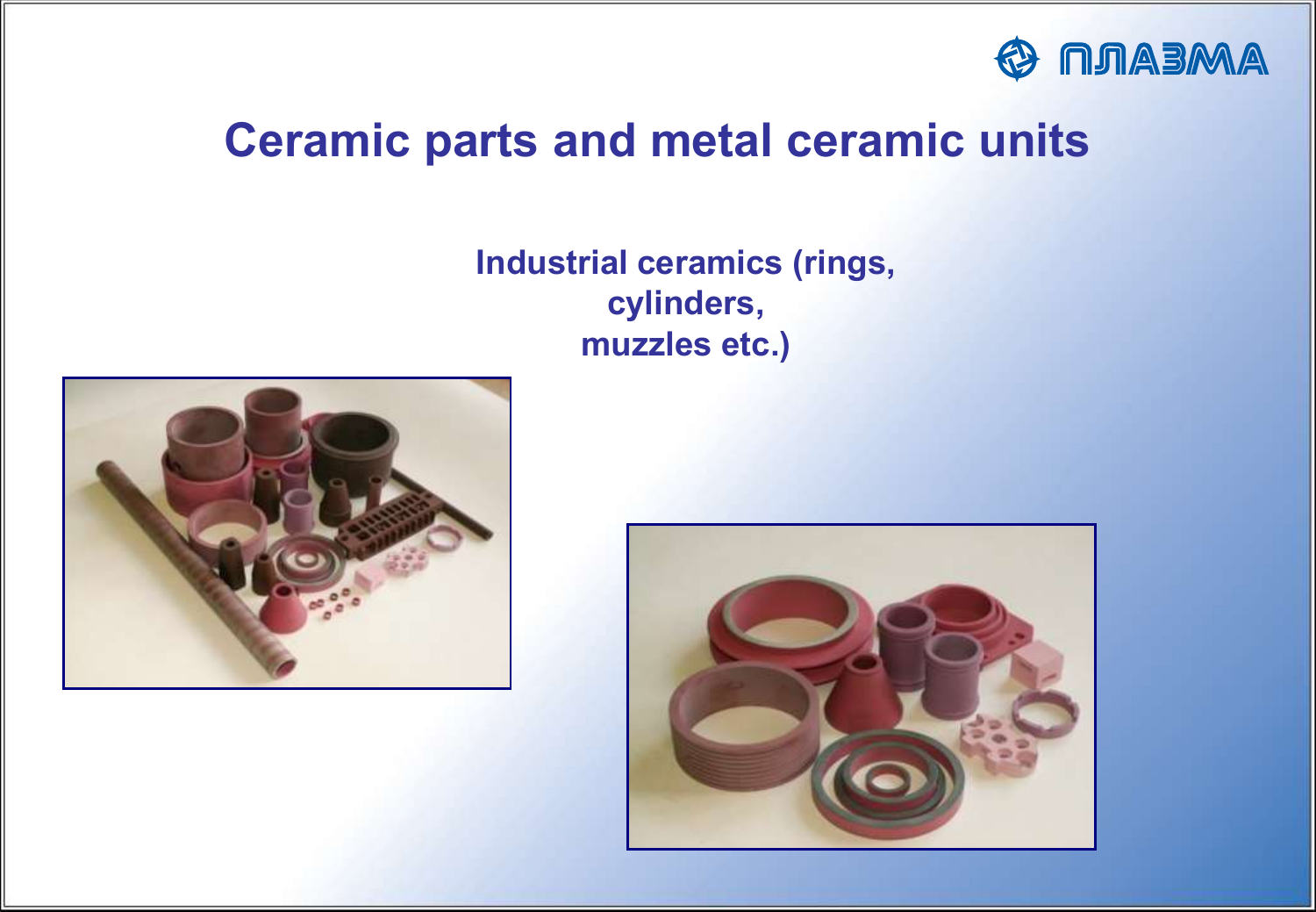# Ceramic parts and metal ceramic units

**Industrial ceramics (rings, cylinders, muzzles etc.)**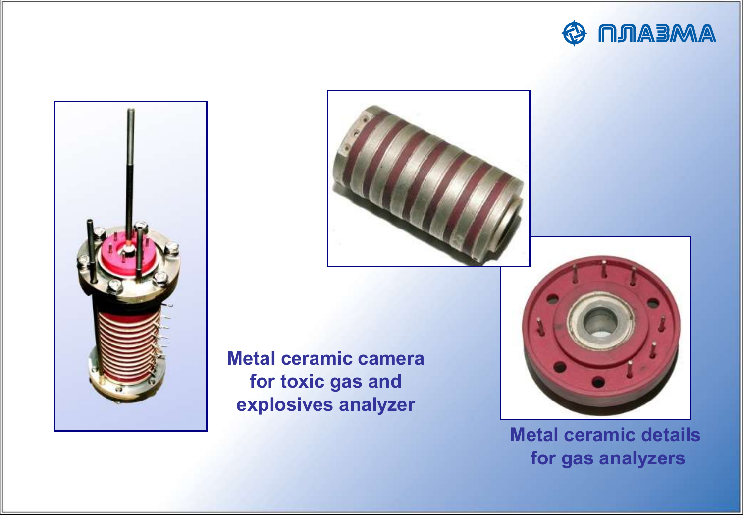Metal ceramic camera for toxic gas and explosives analyzer

Metal ceramic details for gas analyzers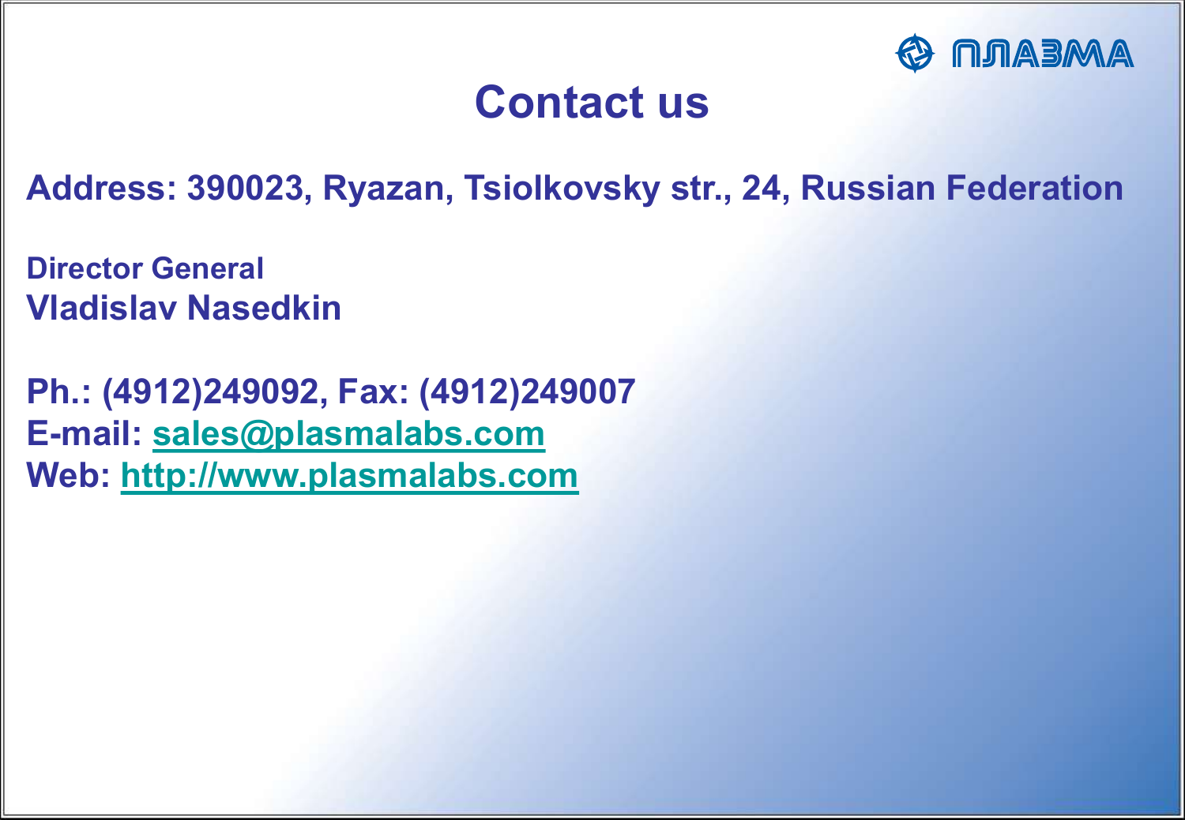ПЛАЗМА

# Contact us

**Address: 390023, Ryazan, Tsiolkovsky str., 24, Russian Federation**

**Director General**
**Vladislav Nasedkin**

**Ph.: (4912)249092, Fax: (4912)249007**
**E-mail: sales@plasmalabs.com**
**Web: http://www.plasmalabs.com**